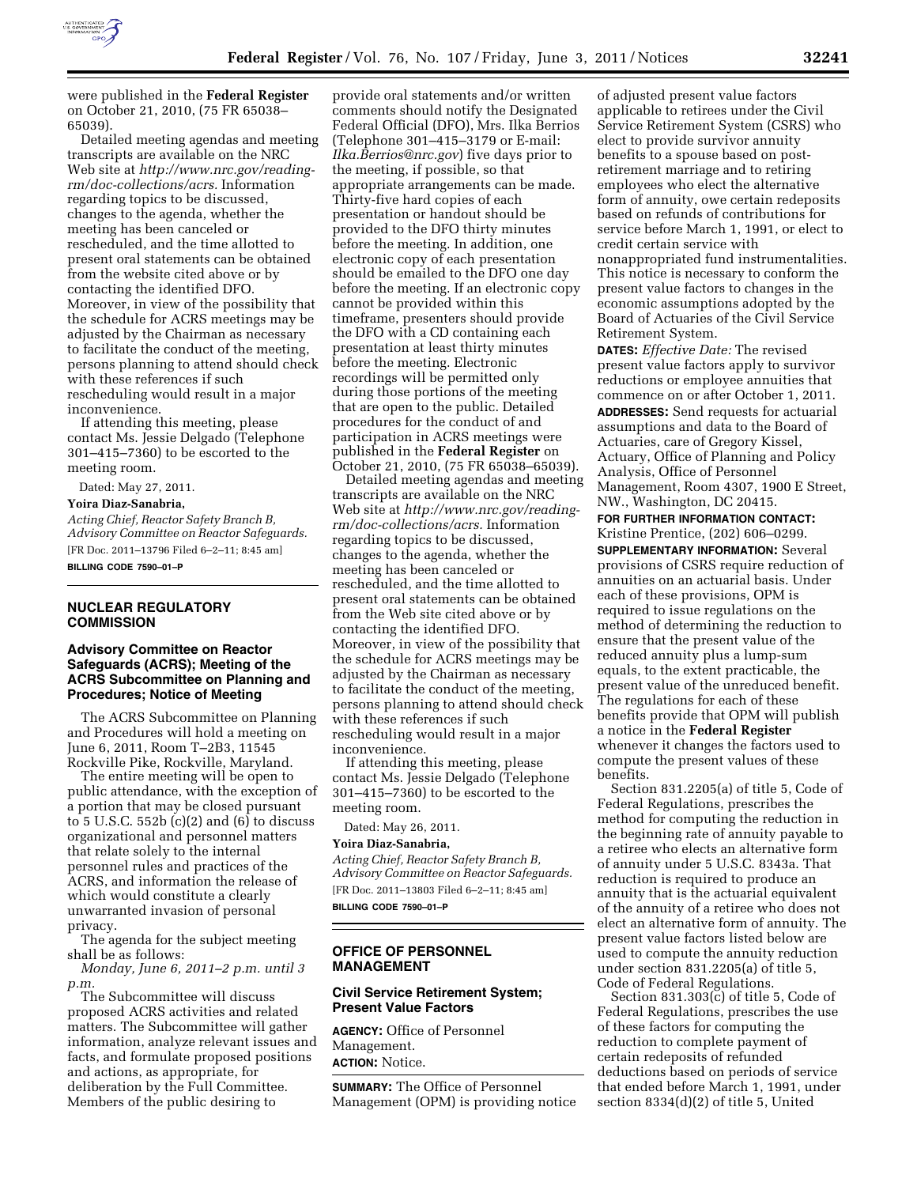were published in the **Federal Register** on October 21, 2010, (75 FR 65038–65039).

Detailed meeting agendas and meeting transcripts are available on the NRC Web site at *http://www.nrc.gov/reading-rm/doc-collections/acrs.* Information regarding topics to be discussed, changes to the agenda, whether the meeting has been canceled or rescheduled, and the time allotted to present oral statements can be obtained from the website cited above or by contacting the identified DFO. Moreover, in view of the possibility that the schedule for ACRS meetings may be adjusted by the Chairman as necessary to facilitate the conduct of the meeting, persons planning to attend should check with these references if such rescheduling would result in a major inconvenience.

If attending this meeting, please contact Ms. Jessie Delgado (Telephone 301–415–7360) to be escorted to the meeting room.

Dated: May 27, 2011.

**Yoira Diaz-Sanabria,**

*Acting Chief, Reactor Safety Branch B, Advisory Committee on Reactor Safeguards.*

[FR Doc. 2011–13796 Filed 6–2–11; 8:45 am]

**BILLING CODE 7590–01–P**

---

## NUCLEAR REGULATORY COMMISSION

### Advisory Committee on Reactor Safeguards (ACRS); Meeting of the ACRS Subcommittee on Planning and Procedures; Notice of Meeting

The ACRS Subcommittee on Planning and Procedures will hold a meeting on June 6, 2011, Room T–2B3, 11545 Rockville Pike, Rockville, Maryland.

The entire meeting will be open to public attendance, with the exception of a portion that may be closed pursuant to 5 U.S.C. 552b (c)(2) and (6) to discuss organizational and personnel matters that relate solely to the internal personnel rules and practices of the ACRS, and information the release of which would constitute a clearly unwarranted invasion of personal privacy.

The agenda for the subject meeting shall be as follows:

*Monday, June 6, 2011–2 p.m. until 3 p.m.*

The Subcommittee will discuss proposed ACRS activities and related matters. The Subcommittee will gather information, analyze relevant issues and facts, and formulate proposed positions and actions, as appropriate, for deliberation by the Full Committee. Members of the public desiring to provide oral statements and/or written comments should notify the Designated Federal Official (DFO), Mrs. Ilka Berrios (Telephone 301–415–3179 or E-mail: *Ilka.Berrios@nrc.gov*) five days prior to the meeting, if possible, so that appropriate arrangements can be made. Thirty-five hard copies of each presentation or handout should be provided to the DFO thirty minutes before the meeting. In addition, one electronic copy of each presentation should be emailed to the DFO one day before the meeting. If an electronic copy cannot be provided within this timeframe, presenters should provide the DFO with a CD containing each presentation at least thirty minutes before the meeting. Electronic recordings will be permitted only during those portions of the meeting that are open to the public. Detailed procedures for the conduct of and participation in ACRS meetings were published in the **Federal Register** on October 21, 2010, (75 FR 65038–65039).

Detailed meeting agendas and meeting transcripts are available on the NRC Web site at *http://www.nrc.gov/reading-rm/doc-collections/acrs.* Information regarding topics to be discussed, changes to the agenda, whether the meeting has been canceled or rescheduled, and the time allotted to present oral statements can be obtained from the Web site cited above or by contacting the identified DFO. Moreover, in view of the possibility that the schedule for ACRS meetings may be adjusted by the Chairman as necessary to facilitate the conduct of the meeting, persons planning to attend should check with these references if such rescheduling would result in a major inconvenience.

If attending this meeting, please contact Ms. Jessie Delgado (Telephone 301–415–7360) to be escorted to the meeting room.

Dated: May 26, 2011.

**Yoira Diaz-Sanabria,**

*Acting Chief, Reactor Safety Branch B, Advisory Committee on Reactor Safeguards.*

[FR Doc. 2011–13803 Filed 6–2–11; 8:45 am]

**BILLING CODE 7590–01–P**

---

## OFFICE OF PERSONNEL MANAGEMENT

### Civil Service Retirement System; Present Value Factors

**AGENCY:** Office of Personnel Management.

**ACTION:** Notice.

**SUMMARY:** The Office of Personnel Management (OPM) is providing notice of adjusted present value factors applicable to retirees under the Civil Service Retirement System (CSRS) who elect to provide survivor annuity benefits to a spouse based on post-retirement marriage and to retiring employees who elect the alternative form of annuity, owe certain redeposits based on refunds of contributions for service before March 1, 1991, or elect to credit certain service with nonappropriated fund instrumentalities. This notice is necessary to conform the present value factors to changes in the economic assumptions adopted by the Board of Actuaries of the Civil Service Retirement System.

**DATES:** *Effective Date:* The revised present value factors apply to survivor reductions or employee annuities that commence on or after October 1, 2011.

**ADDRESSES:** Send requests for actuarial assumptions and data to the Board of Actuaries, care of Gregory Kissel, Actuary, Office of Planning and Policy Analysis, Office of Personnel Management, Room 4307, 1900 E Street, NW., Washington, DC 20415.

**FOR FURTHER INFORMATION CONTACT:** Kristine Prentice, (202) 606–0299.

**SUPPLEMENTARY INFORMATION:** Several provisions of CSRS require reduction of annuities on an actuarial basis. Under each of these provisions, OPM is required to issue regulations on the method of determining the reduction to ensure that the present value of the reduced annuity plus a lump-sum equals, to the extent practicable, the present value of the unreduced benefit. The regulations for each of these benefits provide that OPM will publish a notice in the **Federal Register** whenever it changes the factors used to compute the present values of these benefits.

Section 831.2205(a) of title 5, Code of Federal Regulations, prescribes the method for computing the reduction in the beginning rate of annuity payable to a retiree who elects an alternative form of annuity under 5 U.S.C. 8343a. That reduction is required to produce an annuity that is the actuarial equivalent of the annuity of a retiree who does not elect an alternative form of annuity. The present value factors listed below are used to compute the annuity reduction under section 831.2205(a) of title 5, Code of Federal Regulations.

Section 831.303(c) of title 5, Code of Federal Regulations, prescribes the use of these factors for computing the reduction to complete payment of certain redeposits of refunded deductions based on periods of service that ended before March 1, 1991, under section 8334(d)(2) of title 5, United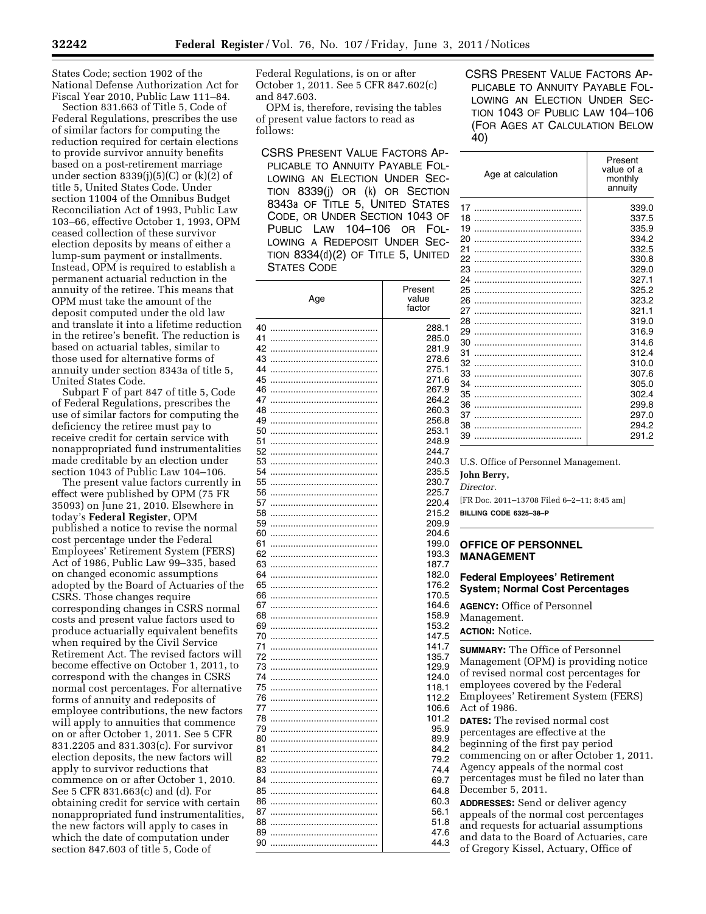States Code; section 1902 of the National Defense Authorization Act for Fiscal Year 2010, Public Law 111–84.

Section 831.663 of Title 5, Code of Federal Regulations, prescribes the use of similar factors for computing the reduction required for certain elections to provide survivor annuity benefits based on a post-retirement marriage under section 8339(j)(5)(C) or (k)(2) of title 5, United States Code. Under section 11004 of the Omnibus Budget Reconciliation Act of 1993, Public Law 103–66, effective October 1, 1993, OPM ceased collection of these survivor election deposits by means of either a lump-sum payment or installments. Instead, OPM is required to establish a permanent actuarial reduction in the annuity of the retiree. This means that OPM must take the amount of the deposit computed under the old law and translate it into a lifetime reduction in the retiree's benefit. The reduction is based on actuarial tables, similar to those used for alternative forms of annuity under section 8343a of title 5, United States Code.

Subpart F of part 847 of title 5, Code of Federal Regulations, prescribes the use of similar factors for computing the deficiency the retiree must pay to receive credit for certain service with nonappropriated fund instrumentalities made creditable by an election under section 1043 of Public Law 104–106.

The present value factors currently in effect were published by OPM (75 FR 35093) on June 21, 2010. Elsewhere in today's **Federal Register**, OPM published a notice to revise the normal cost percentage under the Federal Employees' Retirement System (FERS) Act of 1986, Public Law 99–335, based on changed economic assumptions adopted by the Board of Actuaries of the CSRS. Those changes require corresponding changes in CSRS normal costs and present value factors used to produce actuarially equivalent benefits when required by the Civil Service Retirement Act. The revised factors will become effective on October 1, 2011, to correspond with the changes in CSRS normal cost percentages. For alternative forms of annuity and redeposits of employee contributions, the new factors will apply to annuities that commence on or after October 1, 2011. See 5 CFR 831.2205 and 831.303(c). For survivor election deposits, the new factors will apply to survivor reductions that commence on or after October 1, 2010. See 5 CFR 831.663(c) and (d). For obtaining credit for service with certain nonappropriated fund instrumentalities, the new factors will apply to cases in which the date of computation under section 847.603 of title 5, Code of Federal Regulations, is on or after October 1, 2011. See 5 CFR 847.602(c) and 847.603.

OPM is, therefore, revising the tables of present value factors to read as follows:

CSRS PRESENT VALUE FACTORS APPLICABLE TO ANNUITY PAYABLE FOLLOWING AN ELECTION UNDER SECTION 8339(j) OR (k) OR SECTION 8343a OF TITLE 5, UNITED STATES CODE, OR UNDER SECTION 1043 OF PUBLIC LAW 104–106 OR FOLLOWING A REDEPOSIT UNDER SECTION 8334(d)(2) OF TITLE 5, UNITED STATES CODE

| Age | Present value factor |
|---|---|
| 40 | 288.1 |
| 41 | 285.0 |
| 42 | 281.9 |
| 43 | 278.6 |
| 44 | 275.1 |
| 45 | 271.6 |
| 46 | 267.9 |
| 47 | 264.2 |
| 48 | 260.3 |
| 49 | 256.8 |
| 50 | 253.1 |
| 51 | 248.9 |
| 52 | 244.7 |
| 53 | 240.3 |
| 54 | 235.5 |
| 55 | 230.7 |
| 56 | 225.7 |
| 57 | 220.4 |
| 58 | 215.2 |
| 59 | 209.9 |
| 60 | 204.6 |
| 61 | 199.0 |
| 62 | 193.3 |
| 63 | 187.7 |
| 64 | 182.0 |
| 65 | 176.2 |
| 66 | 170.5 |
| 67 | 164.6 |
| 68 | 158.9 |
| 69 | 153.2 |
| 70 | 147.5 |
| 71 | 141.7 |
| 72 | 135.7 |
| 73 | 129.9 |
| 74 | 124.0 |
| 75 | 118.1 |
| 76 | 112.2 |
| 77 | 106.6 |
| 78 | 101.2 |
| 79 | 95.9 |
| 80 | 89.9 |
| 81 | 84.2 |
| 82 | 79.2 |
| 83 | 74.4 |
| 84 | 69.7 |
| 85 | 64.8 |
| 86 | 60.3 |
| 87 | 56.1 |
| 88 | 51.8 |
| 89 | 47.6 |
| 90 | 44.3 |

CSRS PRESENT VALUE FACTORS APPLICABLE TO ANNUITY PAYABLE FOLLOWING AN ELECTION UNDER SECTION 1043 OF PUBLIC LAW 104–106 (FOR AGES AT CALCULATION BELOW 40)

| Age at calculation | Present value of a monthly annuity |
|---|---|
| 17 | 339.0 |
| 18 | 337.5 |
| 19 | 335.9 |
| 20 | 334.2 |
| 21 | 332.5 |
| 22 | 330.8 |
| 23 | 329.0 |
| 24 | 327.1 |
| 25 | 325.2 |
| 26 | 323.2 |
| 27 | 321.1 |
| 28 | 319.0 |
| 29 | 316.9 |
| 30 | 314.6 |
| 31 | 312.4 |
| 32 | 310.0 |
| 33 | 307.6 |
| 34 | 305.0 |
| 35 | 302.4 |
| 36 | 299.8 |
| 37 | 297.0 |
| 38 | 294.2 |
| 39 | 291.2 |

U.S. Office of Personnel Management.

**John Berry,**

*Director.*

[FR Doc. 2011–13708 Filed 6–2–11; 8:45 am]

**BILLING CODE 6325–38–P**

## OFFICE OF PERSONNEL MANAGEMENT

### Federal Employees' Retirement System; Normal Cost Percentages

**AGENCY:** Office of Personnel Management.

**ACTION:** Notice.

**SUMMARY:** The Office of Personnel Management (OPM) is providing notice of revised normal cost percentages for employees covered by the Federal Employees' Retirement System (FERS) Act of 1986.

**DATES:** The revised normal cost percentages are effective at the beginning of the first pay period commencing on or after October 1, 2011. Agency appeals of the normal cost percentages must be filed no later than December 5, 2011.

**ADDRESSES:** Send or deliver agency appeals of the normal cost percentages and requests for actuarial assumptions and data to the Board of Actuaries, care of Gregory Kissel, Actuary, Office of